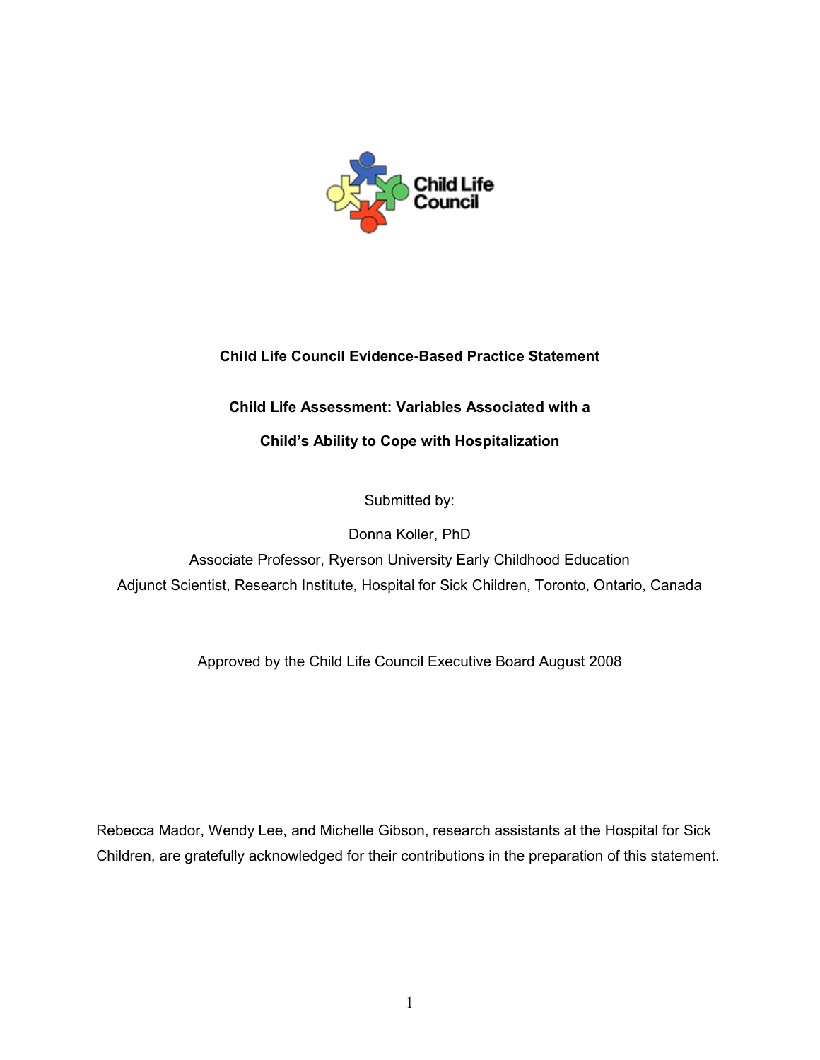Child Life Council

**Child Life Council Evidence-Based Practice Statement**

**Child Life Assessment: Variables Associated with a Child's Ability to Cope with Hospitalization**

Submitted by:

Donna Koller, PhD

Associate Professor, Ryerson University Early Childhood Education

Adjunct Scientist, Research Institute, Hospital for Sick Children, Toronto, Ontario, Canada

Approved by the Child Life Council Executive Board August 2008

Rebecca Mador, Wendy Lee, and Michelle Gibson, research assistants at the Hospital for Sick Children, are gratefully acknowledged for their contributions in the preparation of this statement.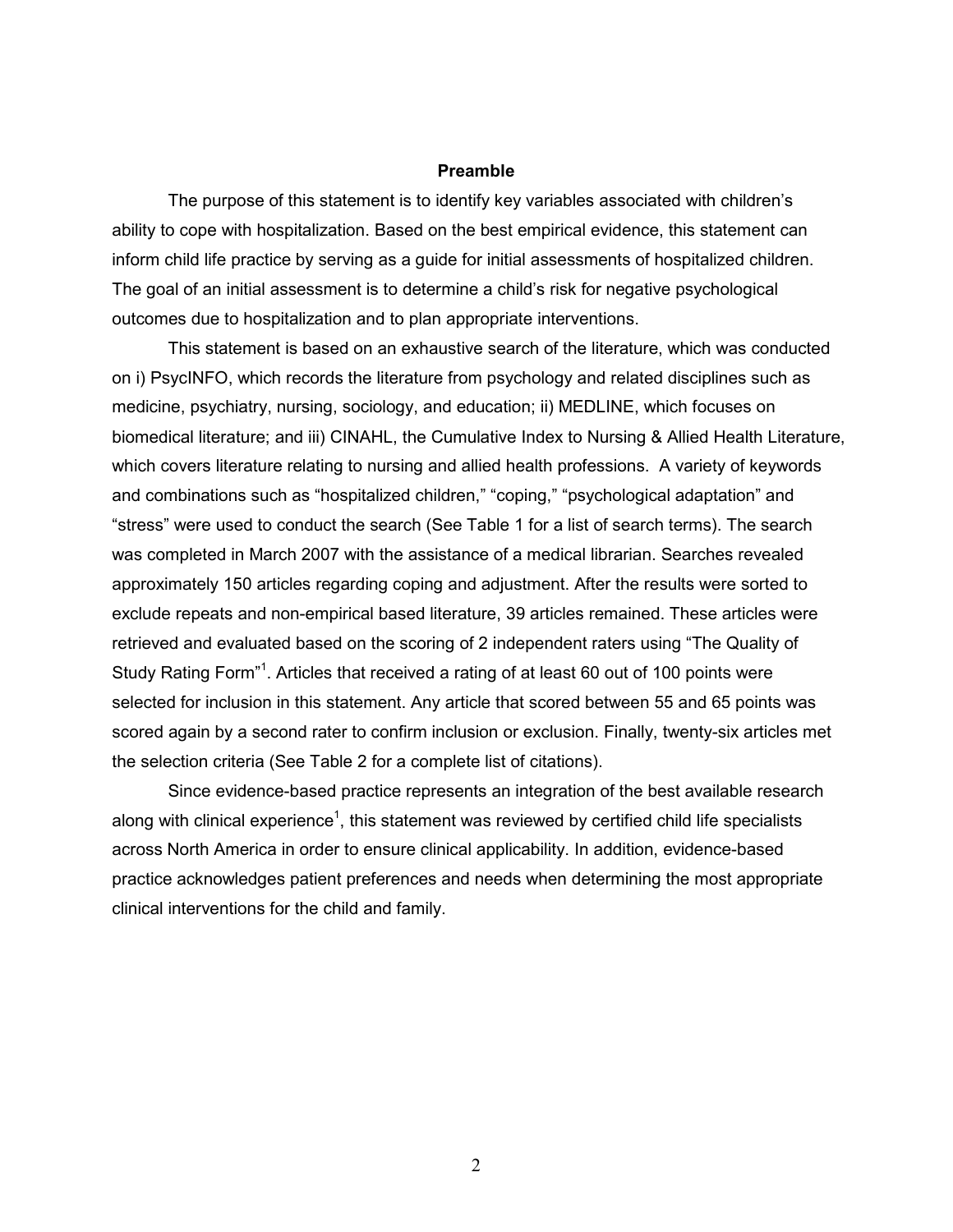## Preamble

The purpose of this statement is to identify key variables associated with children's ability to cope with hospitalization. Based on the best empirical evidence, this statement can inform child life practice by serving as a guide for initial assessments of hospitalized children. The goal of an initial assessment is to determine a child's risk for negative psychological outcomes due to hospitalization and to plan appropriate interventions.

This statement is based on an exhaustive search of the literature, which was conducted on i) PsycINFO, which records the literature from psychology and related disciplines such as medicine, psychiatry, nursing, sociology, and education; ii) MEDLINE, which focuses on biomedical literature; and iii) CINAHL, the Cumulative Index to Nursing & Allied Health Literature, which covers literature relating to nursing and allied health professions. A variety of keywords and combinations such as "hospitalized children," "coping," "psychological adaptation" and "stress" were used to conduct the search (See Table 1 for a list of search terms). The search was completed in March 2007 with the assistance of a medical librarian. Searches revealed approximately 150 articles regarding coping and adjustment. After the results were sorted to exclude repeats and non-empirical based literature, 39 articles remained. These articles were retrieved and evaluated based on the scoring of 2 independent raters using "The Quality of Study Rating Form"[1]. Articles that received a rating of at least 60 out of 100 points were selected for inclusion in this statement. Any article that scored between 55 and 65 points was scored again by a second rater to confirm inclusion or exclusion. Finally, twenty-six articles met the selection criteria (See Table 2 for a complete list of citations).

Since evidence-based practice represents an integration of the best available research along with clinical experience[1], this statement was reviewed by certified child life specialists across North America in order to ensure clinical applicability. In addition, evidence-based practice acknowledges patient preferences and needs when determining the most appropriate clinical interventions for the child and family.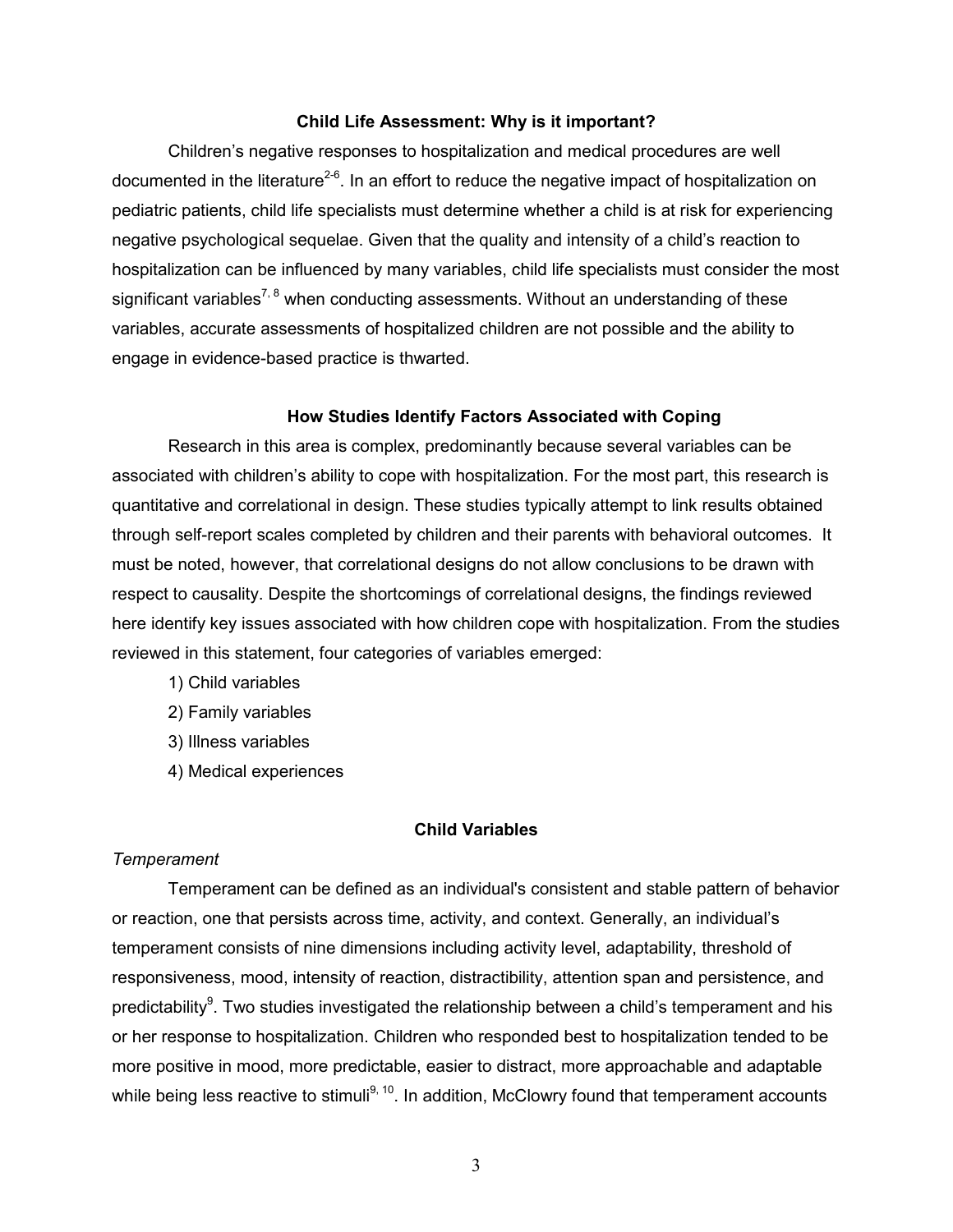## Child Life Assessment: Why is it important?

Children's negative responses to hospitalization and medical procedures are well documented in the literature[2-6]. In an effort to reduce the negative impact of hospitalization on pediatric patients, child life specialists must determine whether a child is at risk for experiencing negative psychological sequelae. Given that the quality and intensity of a child's reaction to hospitalization can be influenced by many variables, child life specialists must consider the most significant variables[7, 8] when conducting assessments. Without an understanding of these variables, accurate assessments of hospitalized children are not possible and the ability to engage in evidence-based practice is thwarted.

## How Studies Identify Factors Associated with Coping

Research in this area is complex, predominantly because several variables can be associated with children's ability to cope with hospitalization. For the most part, this research is quantitative and correlational in design. These studies typically attempt to link results obtained through self-report scales completed by children and their parents with behavioral outcomes. It must be noted, however, that correlational designs do not allow conclusions to be drawn with respect to causality. Despite the shortcomings of correlational designs, the findings reviewed here identify key issues associated with how children cope with hospitalization. From the studies reviewed in this statement, four categories of variables emerged:

1) Child variables
2) Family variables
3) Illness variables
4) Medical experiences

## Child Variables

*Temperament*

Temperament can be defined as an individual's consistent and stable pattern of behavior or reaction, one that persists across time, activity, and context. Generally, an individual's temperament consists of nine dimensions including activity level, adaptability, threshold of responsiveness, mood, intensity of reaction, distractibility, attention span and persistence, and predictability[9]. Two studies investigated the relationship between a child's temperament and his or her response to hospitalization. Children who responded best to hospitalization tended to be more positive in mood, more predictable, easier to distract, more approachable and adaptable while being less reactive to stimuli[9, 10]. In addition, McClowry found that temperament accounts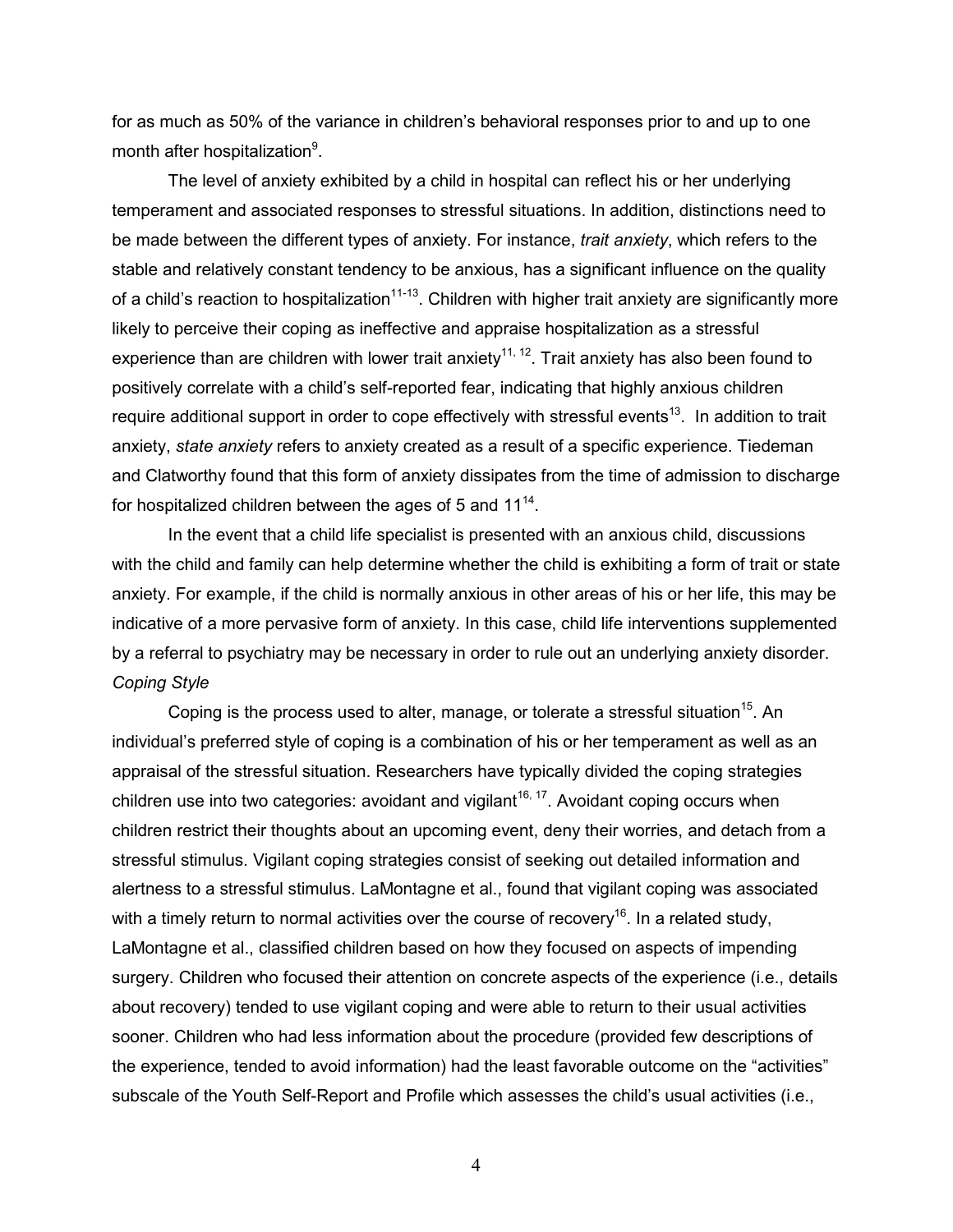for as much as 50% of the variance in children's behavioral responses prior to and up to one month after hospitalization[9].

The level of anxiety exhibited by a child in hospital can reflect his or her underlying temperament and associated responses to stressful situations. In addition, distinctions need to be made between the different types of anxiety. For instance, *trait anxiety*, which refers to the stable and relatively constant tendency to be anxious, has a significant influence on the quality of a child's reaction to hospitalization[11-13]. Children with higher trait anxiety are significantly more likely to perceive their coping as ineffective and appraise hospitalization as a stressful experience than are children with lower trait anxiety[11, 12]. Trait anxiety has also been found to positively correlate with a child's self-reported fear, indicating that highly anxious children require additional support in order to cope effectively with stressful events[13]. In addition to trait anxiety, *state anxiety* refers to anxiety created as a result of a specific experience. Tiedeman and Clatworthy found that this form of anxiety dissipates from the time of admission to discharge for hospitalized children between the ages of 5 and 11[14].

In the event that a child life specialist is presented with an anxious child, discussions with the child and family can help determine whether the child is exhibiting a form of trait or state anxiety. For example, if the child is normally anxious in other areas of his or her life, this may be indicative of a more pervasive form of anxiety. In this case, child life interventions supplemented by a referral to psychiatry may be necessary in order to rule out an underlying anxiety disorder.

*Coping Style*

Coping is the process used to alter, manage, or tolerate a stressful situation[15]. An individual's preferred style of coping is a combination of his or her temperament as well as an appraisal of the stressful situation. Researchers have typically divided the coping strategies children use into two categories: avoidant and vigilant[16, 17]. Avoidant coping occurs when children restrict their thoughts about an upcoming event, deny their worries, and detach from a stressful stimulus. Vigilant coping strategies consist of seeking out detailed information and alertness to a stressful stimulus. LaMontagne et al., found that vigilant coping was associated with a timely return to normal activities over the course of recovery[16]. In a related study, LaMontagne et al., classified children based on how they focused on aspects of impending surgery. Children who focused their attention on concrete aspects of the experience (i.e., details about recovery) tended to use vigilant coping and were able to return to their usual activities sooner. Children who had less information about the procedure (provided few descriptions of the experience, tended to avoid information) had the least favorable outcome on the "activities" subscale of the Youth Self-Report and Profile which assesses the child's usual activities (i.e.,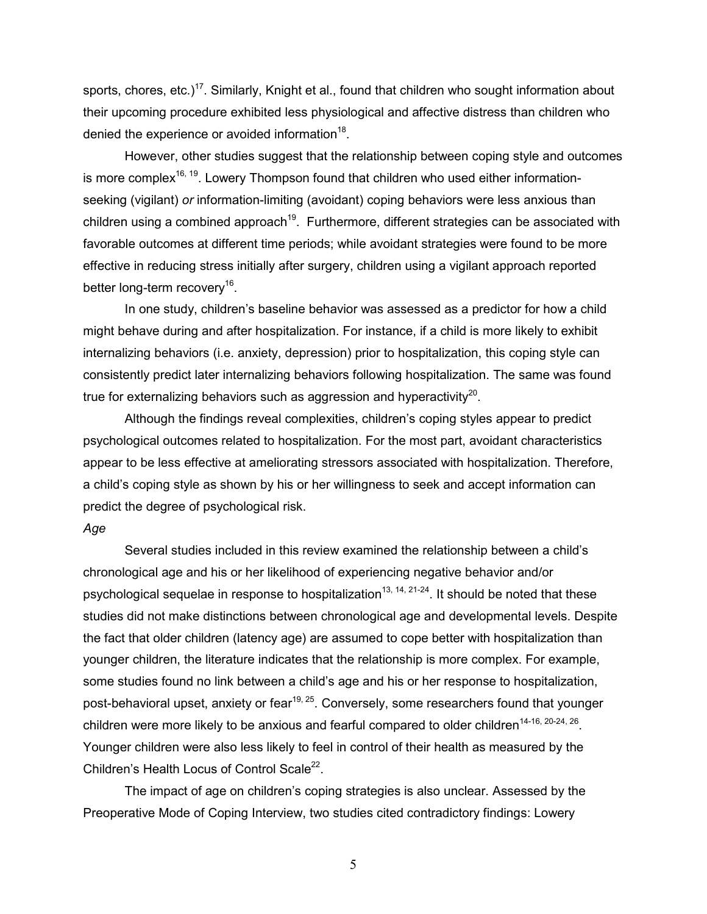sports, chores, etc.)[17]. Similarly, Knight et al., found that children who sought information about their upcoming procedure exhibited less physiological and affective distress than children who denied the experience or avoided information[18].

However, other studies suggest that the relationship between coping style and outcomes is more complex[16, 19]. Lowery Thompson found that children who used either information-seeking (vigilant) *or* information-limiting (avoidant) coping behaviors were less anxious than children using a combined approach[19]. Furthermore, different strategies can be associated with favorable outcomes at different time periods; while avoidant strategies were found to be more effective in reducing stress initially after surgery, children using a vigilant approach reported better long-term recovery[16].

In one study, children's baseline behavior was assessed as a predictor for how a child might behave during and after hospitalization. For instance, if a child is more likely to exhibit internalizing behaviors (i.e. anxiety, depression) prior to hospitalization, this coping style can consistently predict later internalizing behaviors following hospitalization. The same was found true for externalizing behaviors such as aggression and hyperactivity[20].

Although the findings reveal complexities, children's coping styles appear to predict psychological outcomes related to hospitalization. For the most part, avoidant characteristics appear to be less effective at ameliorating stressors associated with hospitalization. Therefore, a child's coping style as shown by his or her willingness to seek and accept information can predict the degree of psychological risk.

*Age*

Several studies included in this review examined the relationship between a child's chronological age and his or her likelihood of experiencing negative behavior and/or psychological sequelae in response to hospitalization[13, 14, 21-24]. It should be noted that these studies did not make distinctions between chronological age and developmental levels. Despite the fact that older children (latency age) are assumed to cope better with hospitalization than younger children, the literature indicates that the relationship is more complex. For example, some studies found no link between a child's age and his or her response to hospitalization, post-behavioral upset, anxiety or fear[19, 25]. Conversely, some researchers found that younger children were more likely to be anxious and fearful compared to older children[14-16, 20-24, 26]. Younger children were also less likely to feel in control of their health as measured by the Children's Health Locus of Control Scale[22].

The impact of age on children's coping strategies is also unclear. Assessed by the Preoperative Mode of Coping Interview, two studies cited contradictory findings: Lowery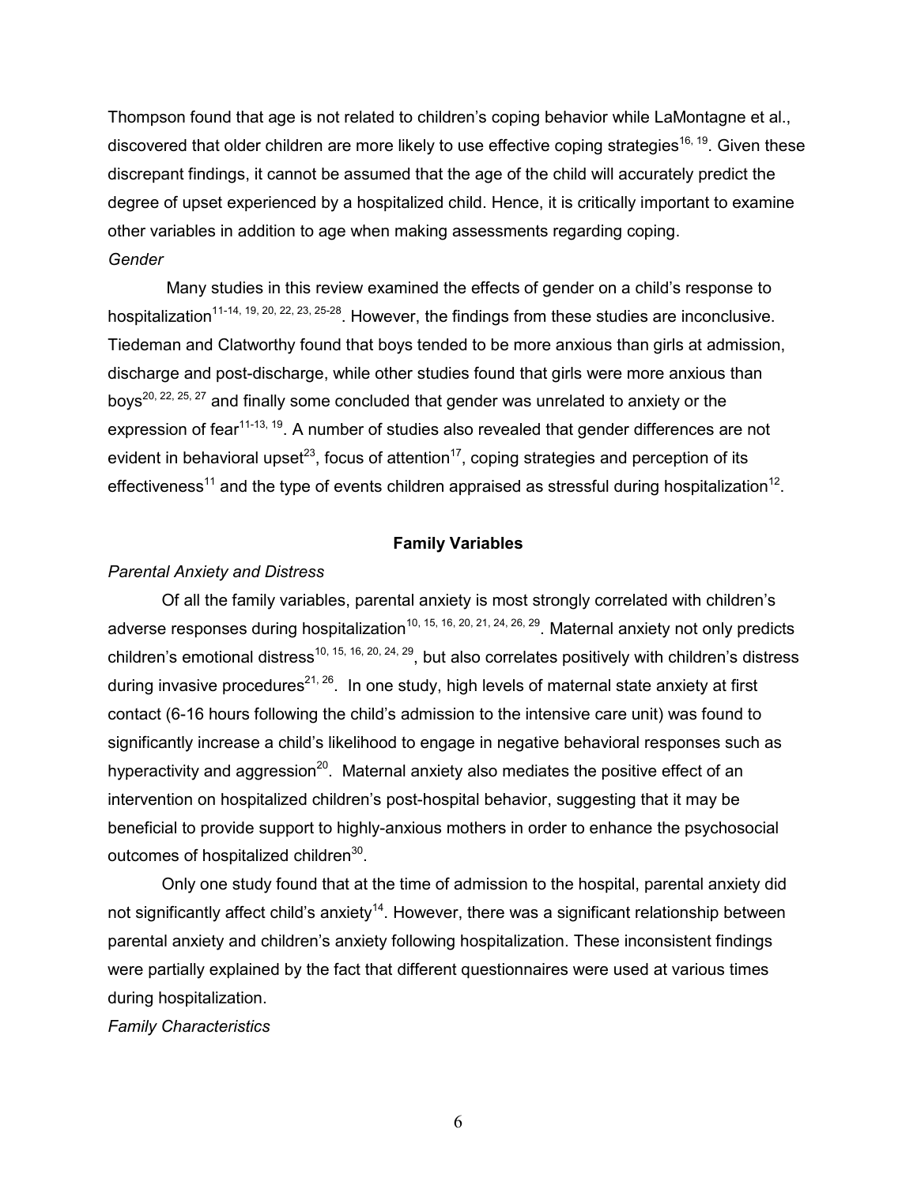Thompson found that age is not related to children's coping behavior while LaMontagne et al., discovered that older children are more likely to use effective coping strategies[16, 19]. Given these discrepant findings, it cannot be assumed that the age of the child will accurately predict the degree of upset experienced by a hospitalized child. Hence, it is critically important to examine other variables in addition to age when making assessments regarding coping.

*Gender*

Many studies in this review examined the effects of gender on a child's response to hospitalization[11-14, 19, 20, 22, 23, 25-28]. However, the findings from these studies are inconclusive. Tiedeman and Clatworthy found that boys tended to be more anxious than girls at admission, discharge and post-discharge, while other studies found that girls were more anxious than boys[20, 22, 25, 27] and finally some concluded that gender was unrelated to anxiety or the expression of fear[11-13, 19]. A number of studies also revealed that gender differences are not evident in behavioral upset[23], focus of attention[17], coping strategies and perception of its effectiveness[11] and the type of events children appraised as stressful during hospitalization[12].

## Family Variables

*Parental Anxiety and Distress*

Of all the family variables, parental anxiety is most strongly correlated with children's adverse responses during hospitalization[10, 15, 16, 20, 21, 24, 26, 29]. Maternal anxiety not only predicts children's emotional distress[10, 15, 16, 20, 24, 29], but also correlates positively with children's distress during invasive procedures[21, 26]. In one study, high levels of maternal state anxiety at first contact (6-16 hours following the child's admission to the intensive care unit) was found to significantly increase a child's likelihood to engage in negative behavioral responses such as hyperactivity and aggression[20]. Maternal anxiety also mediates the positive effect of an intervention on hospitalized children's post-hospital behavior, suggesting that it may be beneficial to provide support to highly-anxious mothers in order to enhance the psychosocial outcomes of hospitalized children[30].

Only one study found that at the time of admission to the hospital, parental anxiety did not significantly affect child's anxiety[14]. However, there was a significant relationship between parental anxiety and children's anxiety following hospitalization. These inconsistent findings were partially explained by the fact that different questionnaires were used at various times during hospitalization.

*Family Characteristics*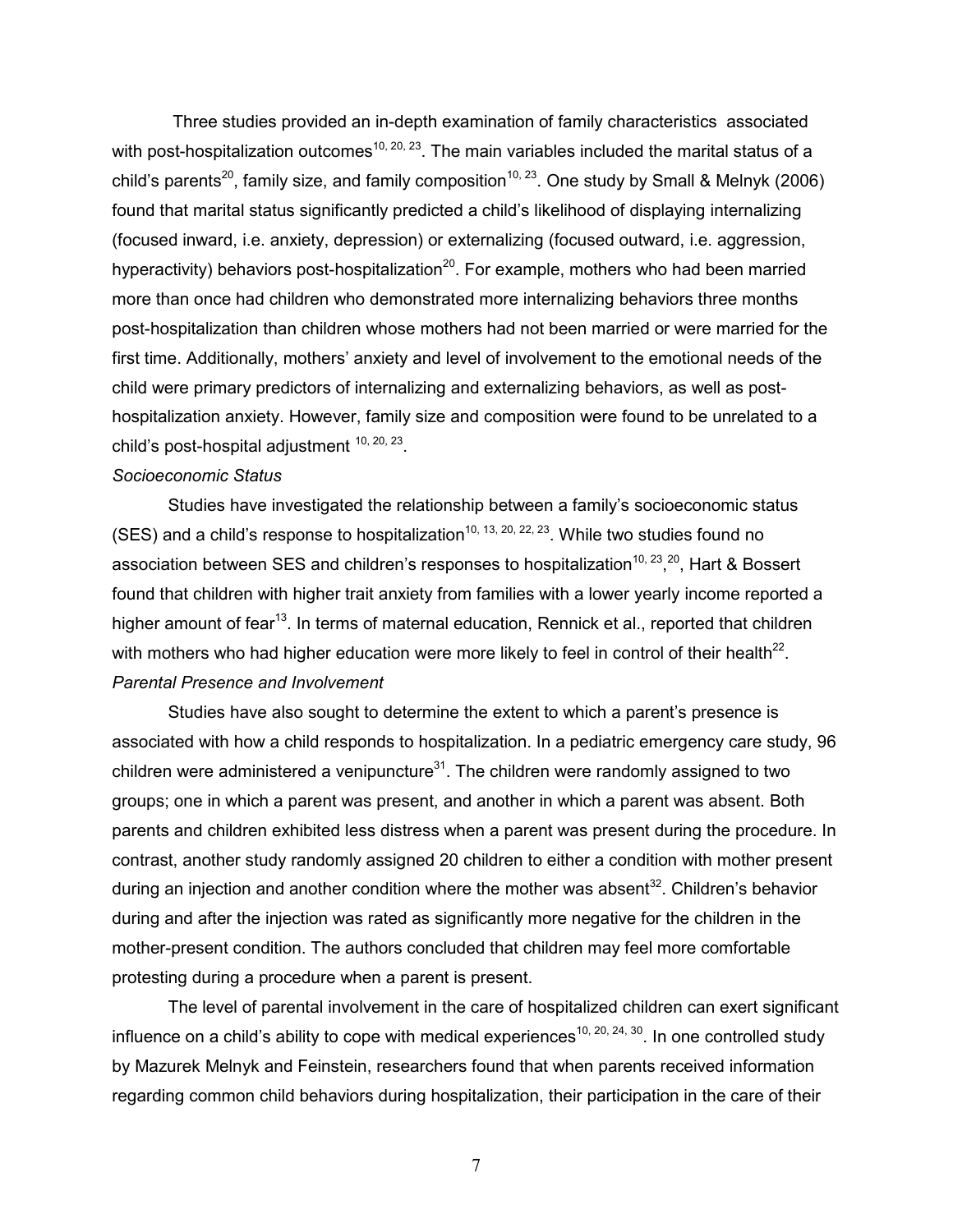Three studies provided an in-depth examination of family characteristics associated with post-hospitalization outcomes[10, 20, 23]. The main variables included the marital status of a child's parents[20], family size, and family composition[10, 23]. One study by Small & Melnyk (2006) found that marital status significantly predicted a child's likelihood of displaying internalizing (focused inward, i.e. anxiety, depression) or externalizing (focused outward, i.e. aggression, hyperactivity) behaviors post-hospitalization[20]. For example, mothers who had been married more than once had children who demonstrated more internalizing behaviors three months post-hospitalization than children whose mothers had not been married or were married for the first time. Additionally, mothers' anxiety and level of involvement to the emotional needs of the child were primary predictors of internalizing and externalizing behaviors, as well as post-hospitalization anxiety. However, family size and composition were found to be unrelated to a child's post-hospital adjustment [10, 20, 23].

*Socioeconomic Status*

Studies have investigated the relationship between a family's socioeconomic status (SES) and a child's response to hospitalization[10, 13, 20, 22, 23]. While two studies found no association between SES and children's responses to hospitalization[10, 23],[20], Hart & Bossert found that children with higher trait anxiety from families with a lower yearly income reported a higher amount of fear[13]. In terms of maternal education, Rennick et al., reported that children with mothers who had higher education were more likely to feel in control of their health[22].

*Parental Presence and Involvement*

Studies have also sought to determine the extent to which a parent's presence is associated with how a child responds to hospitalization. In a pediatric emergency care study, 96 children were administered a venipuncture[31]. The children were randomly assigned to two groups; one in which a parent was present, and another in which a parent was absent. Both parents and children exhibited less distress when a parent was present during the procedure. In contrast, another study randomly assigned 20 children to either a condition with mother present during an injection and another condition where the mother was absent[32]. Children's behavior during and after the injection was rated as significantly more negative for the children in the mother-present condition. The authors concluded that children may feel more comfortable protesting during a procedure when a parent is present.

The level of parental involvement in the care of hospitalized children can exert significant influence on a child's ability to cope with medical experiences[10, 20, 24, 30]. In one controlled study by Mazurek Melnyk and Feinstein, researchers found that when parents received information regarding common child behaviors during hospitalization, their participation in the care of their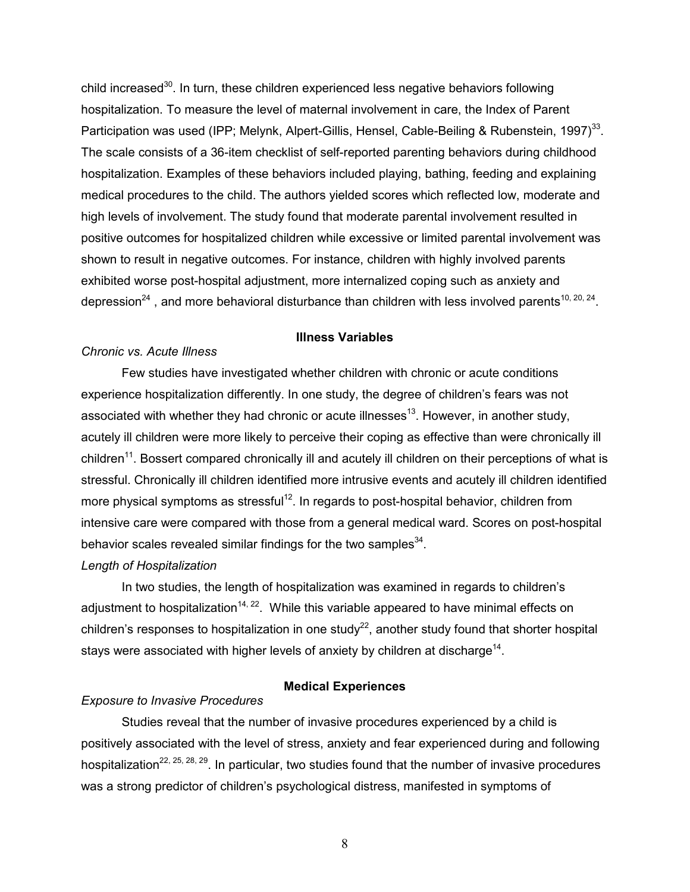child increased[30]. In turn, these children experienced less negative behaviors following hospitalization. To measure the level of maternal involvement in care, the Index of Parent Participation was used (IPP; Melynk, Alpert-Gillis, Hensel, Cable-Beiling & Rubenstein, 1997)[33]. The scale consists of a 36-item checklist of self-reported parenting behaviors during childhood hospitalization. Examples of these behaviors included playing, bathing, feeding and explaining medical procedures to the child. The authors yielded scores which reflected low, moderate and high levels of involvement. The study found that moderate parental involvement resulted in positive outcomes for hospitalized children while excessive or limited parental involvement was shown to result in negative outcomes. For instance, children with highly involved parents exhibited worse post-hospital adjustment, more internalized coping such as anxiety and depression[24] , and more behavioral disturbance than children with less involved parents[10, 20, 24].

## Illness Variables

*Chronic vs. Acute Illness*

Few studies have investigated whether children with chronic or acute conditions experience hospitalization differently. In one study, the degree of children's fears was not associated with whether they had chronic or acute illnesses[13]. However, in another study, acutely ill children were more likely to perceive their coping as effective than were chronically ill children[11]. Bossert compared chronically ill and acutely ill children on their perceptions of what is stressful. Chronically ill children identified more intrusive events and acutely ill children identified more physical symptoms as stressful[12]. In regards to post-hospital behavior, children from intensive care were compared with those from a general medical ward. Scores on post-hospital behavior scales revealed similar findings for the two samples[34].

*Length of Hospitalization*

In two studies, the length of hospitalization was examined in regards to children's adjustment to hospitalization[14, 22]. While this variable appeared to have minimal effects on children's responses to hospitalization in one study[22], another study found that shorter hospital stays were associated with higher levels of anxiety by children at discharge[14].

## Medical Experiences

*Exposure to Invasive Procedures*

Studies reveal that the number of invasive procedures experienced by a child is positively associated with the level of stress, anxiety and fear experienced during and following hospitalization[22, 25, 28, 29]. In particular, two studies found that the number of invasive procedures was a strong predictor of children's psychological distress, manifested in symptoms of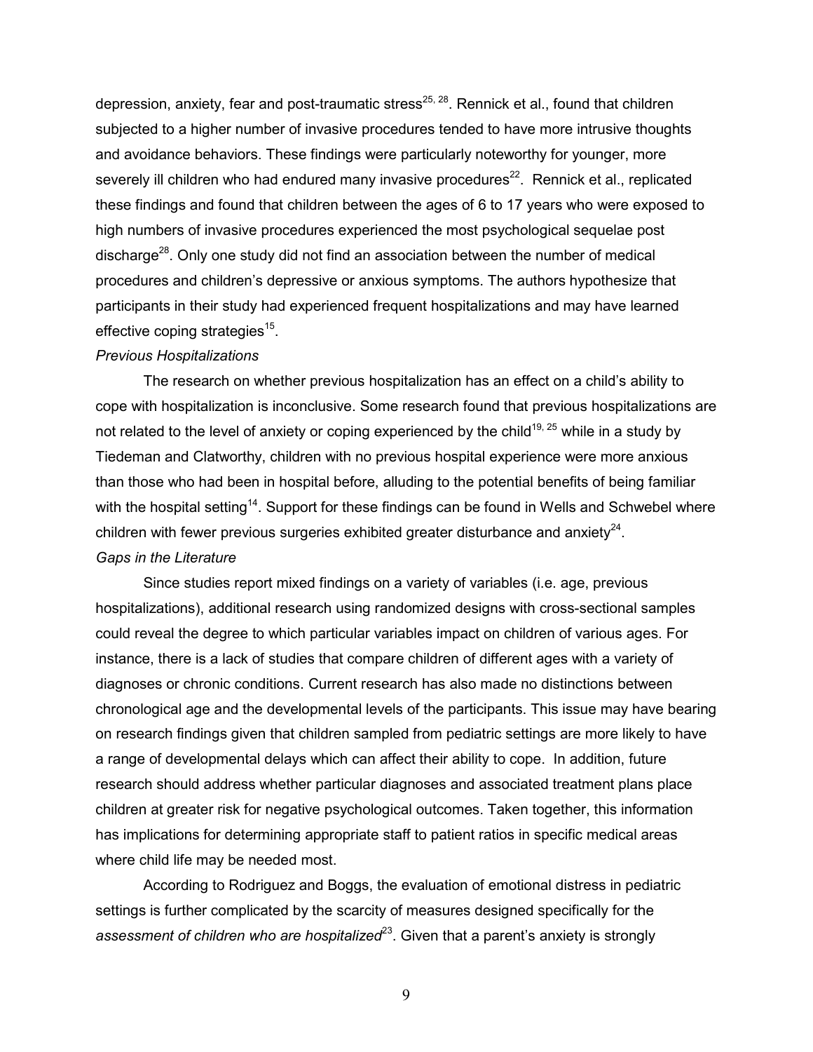depression, anxiety, fear and post-traumatic stress[25, 28]. Rennick et al., found that children subjected to a higher number of invasive procedures tended to have more intrusive thoughts and avoidance behaviors. These findings were particularly noteworthy for younger, more severely ill children who had endured many invasive procedures[22]. Rennick et al., replicated these findings and found that children between the ages of 6 to 17 years who were exposed to high numbers of invasive procedures experienced the most psychological sequelae post discharge[28]. Only one study did not find an association between the number of medical procedures and children's depressive or anxious symptoms. The authors hypothesize that participants in their study had experienced frequent hospitalizations and may have learned effective coping strategies[15].

*Previous Hospitalizations*

The research on whether previous hospitalization has an effect on a child's ability to cope with hospitalization is inconclusive. Some research found that previous hospitalizations are not related to the level of anxiety or coping experienced by the child[19, 25] while in a study by Tiedeman and Clatworthy, children with no previous hospital experience were more anxious than those who had been in hospital before, alluding to the potential benefits of being familiar with the hospital setting[14]. Support for these findings can be found in Wells and Schwebel where children with fewer previous surgeries exhibited greater disturbance and anxiety[24].

*Gaps in the Literature*

Since studies report mixed findings on a variety of variables (i.e. age, previous hospitalizations), additional research using randomized designs with cross-sectional samples could reveal the degree to which particular variables impact on children of various ages. For instance, there is a lack of studies that compare children of different ages with a variety of diagnoses or chronic conditions. Current research has also made no distinctions between chronological age and the developmental levels of the participants. This issue may have bearing on research findings given that children sampled from pediatric settings are more likely to have a range of developmental delays which can affect their ability to cope. In addition, future research should address whether particular diagnoses and associated treatment plans place children at greater risk for negative psychological outcomes. Taken together, this information has implications for determining appropriate staff to patient ratios in specific medical areas where child life may be needed most.

According to Rodriguez and Boggs, the evaluation of emotional distress in pediatric settings is further complicated by the scarcity of measures designed specifically for the *assessment of children who are hospitalized*[23]. Given that a parent's anxiety is strongly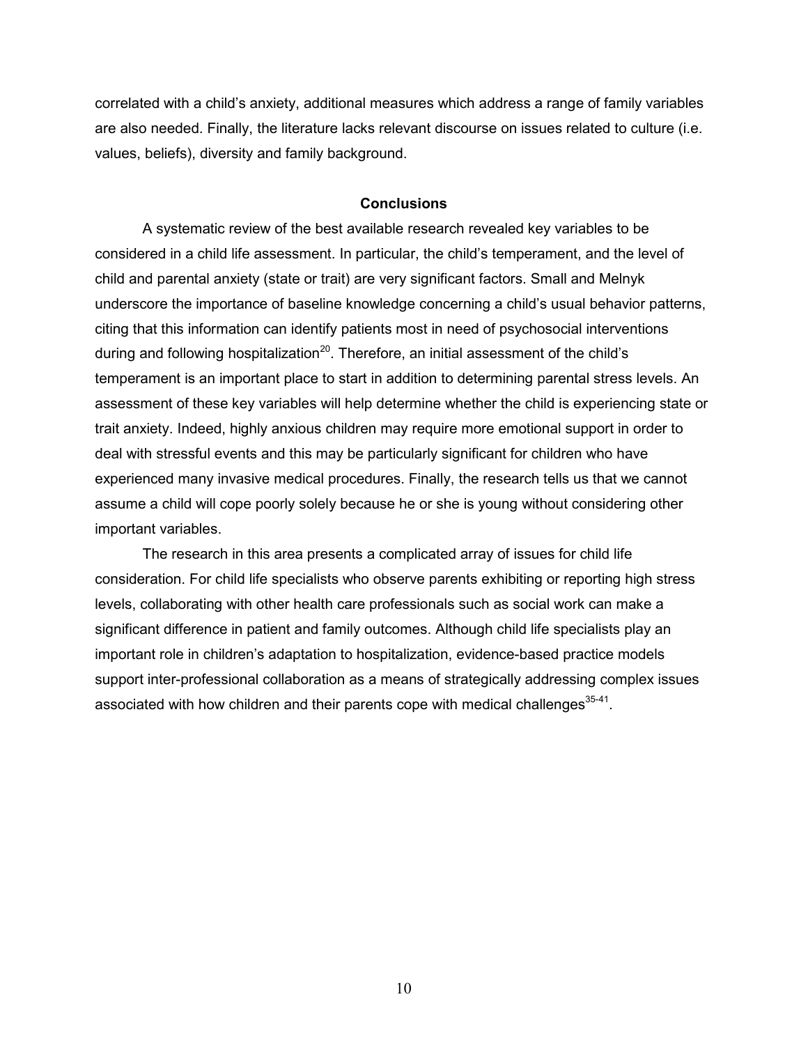correlated with a child's anxiety, additional measures which address a range of family variables are also needed. Finally, the literature lacks relevant discourse on issues related to culture (i.e. values, beliefs), diversity and family background.

## Conclusions

A systematic review of the best available research revealed key variables to be considered in a child life assessment. In particular, the child's temperament, and the level of child and parental anxiety (state or trait) are very significant factors. Small and Melnyk underscore the importance of baseline knowledge concerning a child's usual behavior patterns, citing that this information can identify patients most in need of psychosocial interventions during and following hospitalization[20]. Therefore, an initial assessment of the child's temperament is an important place to start in addition to determining parental stress levels. An assessment of these key variables will help determine whether the child is experiencing state or trait anxiety. Indeed, highly anxious children may require more emotional support in order to deal with stressful events and this may be particularly significant for children who have experienced many invasive medical procedures. Finally, the research tells us that we cannot assume a child will cope poorly solely because he or she is young without considering other important variables.

The research in this area presents a complicated array of issues for child life consideration. For child life specialists who observe parents exhibiting or reporting high stress levels, collaborating with other health care professionals such as social work can make a significant difference in patient and family outcomes. Although child life specialists play an important role in children's adaptation to hospitalization, evidence-based practice models support inter-professional collaboration as a means of strategically addressing complex issues associated with how children and their parents cope with medical challenges[35-41].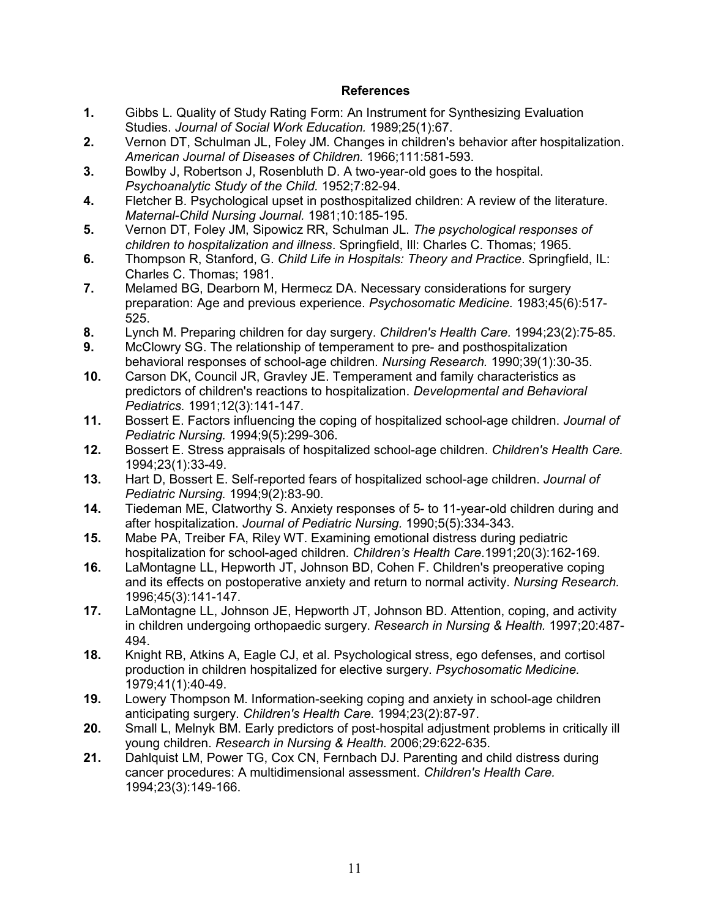## References

1. Gibbs L. Quality of Study Rating Form: An Instrument for Synthesizing Evaluation Studies. *Journal of Social Work Education.* 1989;25(1):67.
2. Vernon DT, Schulman JL, Foley JM. Changes in children's behavior after hospitalization. *American Journal of Diseases of Children.* 1966;111:581-593.
3. Bowlby J, Robertson J, Rosenbluth D. A two-year-old goes to the hospital. *Psychoanalytic Study of the Child.* 1952;7:82-94.
4. Fletcher B. Psychological upset in posthospitalized children: A review of the literature. *Maternal-Child Nursing Journal.* 1981;10:185-195.
5. Vernon DT, Foley JM, Sipowicz RR, Schulman JL. *The psychological responses of children to hospitalization and illness*. Springfield, Ill: Charles C. Thomas; 1965.
6. Thompson R, Stanford, G. *Child Life in Hospitals: Theory and Practice*. Springfield, IL: Charles C. Thomas; 1981.
7. Melamed BG, Dearborn M, Hermecz DA. Necessary considerations for surgery preparation: Age and previous experience. *Psychosomatic Medicine.* 1983;45(6):517-525.
8. Lynch M. Preparing children for day surgery. *Children's Health Care.* 1994;23(2):75-85.
9. McClowry SG. The relationship of temperament to pre- and posthospitalization behavioral responses of school-age children. *Nursing Research.* 1990;39(1):30-35.
10. Carson DK, Council JR, Gravley JE. Temperament and family characteristics as predictors of children's reactions to hospitalization. *Developmental and Behavioral Pediatrics.* 1991;12(3):141-147.
11. Bossert E. Factors influencing the coping of hospitalized school-age children. *Journal of Pediatric Nursing.* 1994;9(5):299-306.
12. Bossert E. Stress appraisals of hospitalized school-age children. *Children's Health Care.* 1994;23(1):33-49.
13. Hart D, Bossert E. Self-reported fears of hospitalized school-age children. *Journal of Pediatric Nursing.* 1994;9(2):83-90.
14. Tiedeman ME, Clatworthy S. Anxiety responses of 5- to 11-year-old children during and after hospitalization. *Journal of Pediatric Nursing.* 1990;5(5):334-343.
15. Mabe PA, Treiber FA, Riley WT. Examining emotional distress during pediatric hospitalization for school-aged children. *Children's Health Care*.1991;20(3):162-169.
16. LaMontagne LL, Hepworth JT, Johnson BD, Cohen F. Children's preoperative coping and its effects on postoperative anxiety and return to normal activity. *Nursing Research.* 1996;45(3):141-147.
17. LaMontagne LL, Johnson JE, Hepworth JT, Johnson BD. Attention, coping, and activity in children undergoing orthopaedic surgery. *Research in Nursing & Health.* 1997;20:487-494.
18. Knight RB, Atkins A, Eagle CJ, et al. Psychological stress, ego defenses, and cortisol production in children hospitalized for elective surgery. *Psychosomatic Medicine.* 1979;41(1):40-49.
19. Lowery Thompson M. Information-seeking coping and anxiety in school-age children anticipating surgery. *Children's Health Care.* 1994;23(2):87-97.
20. Small L, Melnyk BM. Early predictors of post-hospital adjustment problems in critically ill young children. *Research in Nursing & Health.* 2006;29:622-635.
21. Dahlquist LM, Power TG, Cox CN, Fernbach DJ. Parenting and child distress during cancer procedures: A multidimensional assessment. *Children's Health Care.* 1994;23(3):149-166.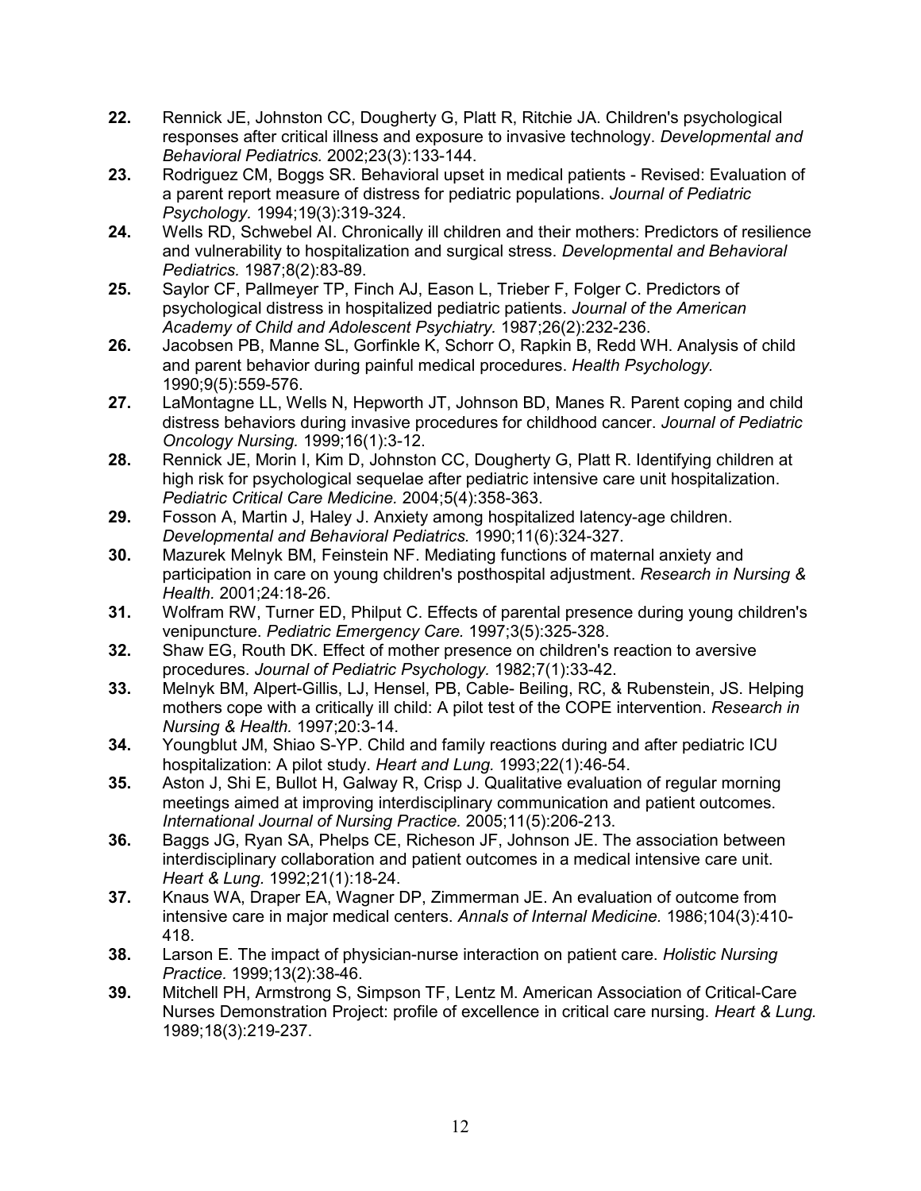22. Rennick JE, Johnston CC, Dougherty G, Platt R, Ritchie JA. Children's psychological responses after critical illness and exposure to invasive technology. *Developmental and Behavioral Pediatrics.* 2002;23(3):133-144.
23. Rodriguez CM, Boggs SR. Behavioral upset in medical patients - Revised: Evaluation of a parent report measure of distress for pediatric populations. *Journal of Pediatric Psychology.* 1994;19(3):319-324.
24. Wells RD, Schwebel AI. Chronically ill children and their mothers: Predictors of resilience and vulnerability to hospitalization and surgical stress. *Developmental and Behavioral Pediatrics.* 1987;8(2):83-89.
25. Saylor CF, Pallmeyer TP, Finch AJ, Eason L, Trieber F, Folger C. Predictors of psychological distress in hospitalized pediatric patients. *Journal of the American Academy of Child and Adolescent Psychiatry.* 1987;26(2):232-236.
26. Jacobsen PB, Manne SL, Gorfinkle K, Schorr O, Rapkin B, Redd WH. Analysis of child and parent behavior during painful medical procedures. *Health Psychology.* 1990;9(5):559-576.
27. LaMontagne LL, Wells N, Hepworth JT, Johnson BD, Manes R. Parent coping and child distress behaviors during invasive procedures for childhood cancer. *Journal of Pediatric Oncology Nursing.* 1999;16(1):3-12.
28. Rennick JE, Morin I, Kim D, Johnston CC, Dougherty G, Platt R. Identifying children at high risk for psychological sequelae after pediatric intensive care unit hospitalization. *Pediatric Critical Care Medicine.* 2004;5(4):358-363.
29. Fosson A, Martin J, Haley J. Anxiety among hospitalized latency-age children. *Developmental and Behavioral Pediatrics.* 1990;11(6):324-327.
30. Mazurek Melnyk BM, Feinstein NF. Mediating functions of maternal anxiety and participation in care on young children's posthospital adjustment. *Research in Nursing & Health.* 2001;24:18-26.
31. Wolfram RW, Turner ED, Philput C. Effects of parental presence during young children's venipuncture. *Pediatric Emergency Care.* 1997;3(5):325-328.
32. Shaw EG, Routh DK. Effect of mother presence on children's reaction to aversive procedures. *Journal of Pediatric Psychology.* 1982;7(1):33-42.
33. Melnyk BM, Alpert-Gillis, LJ, Hensel, PB, Cable- Beiling, RC, & Rubenstein, JS. Helping mothers cope with a critically ill child: A pilot test of the COPE intervention. *Research in Nursing & Health.* 1997;20:3-14.
34. Youngblut JM, Shiao S-YP. Child and family reactions during and after pediatric ICU hospitalization: A pilot study. *Heart and Lung.* 1993;22(1):46-54.
35. Aston J, Shi E, Bullot H, Galway R, Crisp J. Qualitative evaluation of regular morning meetings aimed at improving interdisciplinary communication and patient outcomes. *International Journal of Nursing Practice.* 2005;11(5):206-213.
36. Baggs JG, Ryan SA, Phelps CE, Richeson JF, Johnson JE. The association between interdisciplinary collaboration and patient outcomes in a medical intensive care unit. *Heart & Lung.* 1992;21(1):18-24.
37. Knaus WA, Draper EA, Wagner DP, Zimmerman JE. An evaluation of outcome from intensive care in major medical centers. *Annals of Internal Medicine.* 1986;104(3):410-418.
38. Larson E. The impact of physician-nurse interaction on patient care. *Holistic Nursing Practice.* 1999;13(2):38-46.
39. Mitchell PH, Armstrong S, Simpson TF, Lentz M. American Association of Critical-Care Nurses Demonstration Project: profile of excellence in critical care nursing. *Heart & Lung.* 1989;18(3):219-237.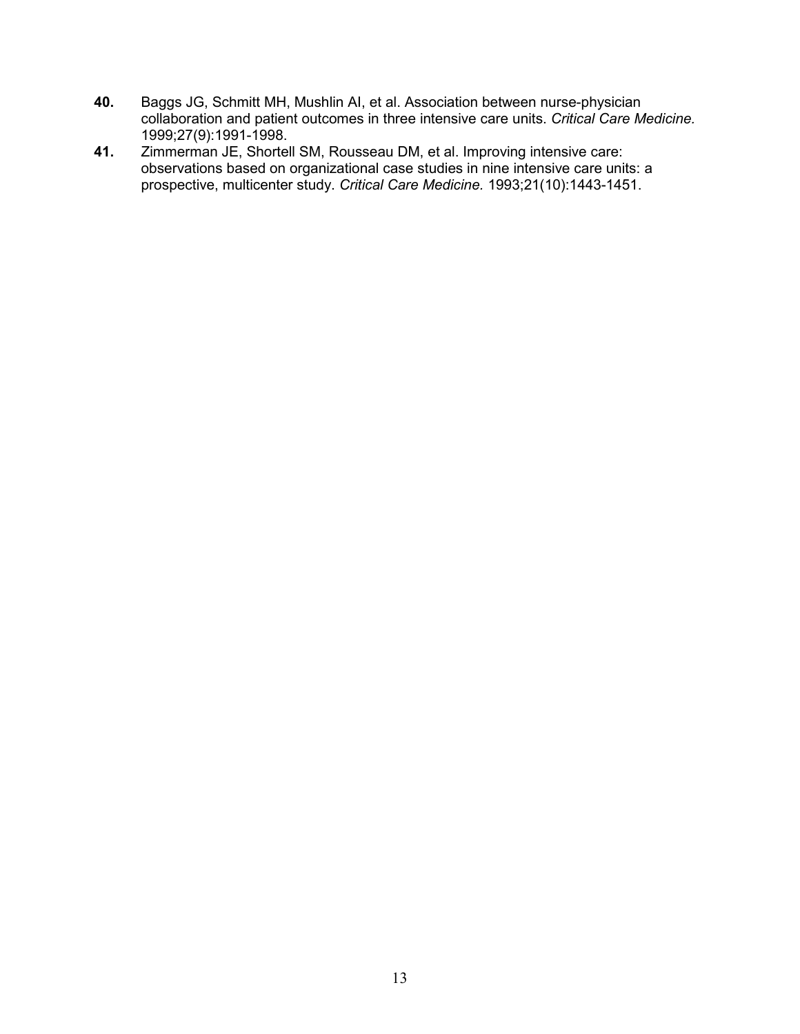**40.** Baggs JG, Schmitt MH, Mushlin AI, et al. Association between nurse-physician collaboration and patient outcomes in three intensive care units. *Critical Care Medicine.* 1999;27(9):1991-1998.

**41.** Zimmerman JE, Shortell SM, Rousseau DM, et al. Improving intensive care: observations based on organizational case studies in nine intensive care units: a prospective, multicenter study. *Critical Care Medicine.* 1993;21(10):1443-1451.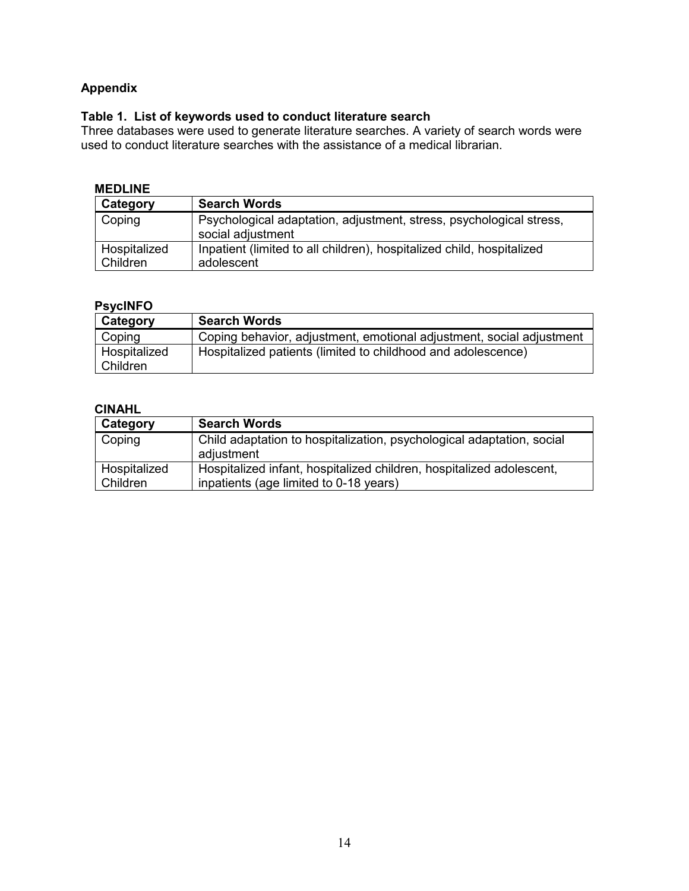## Appendix

### Table 1. List of keywords used to conduct literature search

Three databases were used to generate literature searches. A variety of search words were used to conduct literature searches with the assistance of a medical librarian.

**MEDLINE**

| Category | Search Words |
|---|---|
| Coping | Psychological adaptation, adjustment, stress, psychological stress, social adjustment |
| Hospitalized Children | Inpatient (limited to all children), hospitalized child, hospitalized adolescent |

**PsycINFO**

| Category | Search Words |
|---|---|
| Coping | Coping behavior, adjustment, emotional adjustment, social adjustment |
| Hospitalized Children | Hospitalized patients (limited to childhood and adolescence) |

**CINAHL**

| Category | Search Words |
|---|---|
| Coping | Child adaptation to hospitalization, psychological adaptation, social adjustment |
| Hospitalized Children | Hospitalized infant, hospitalized children, hospitalized adolescent, inpatients (age limited to 0-18 years) |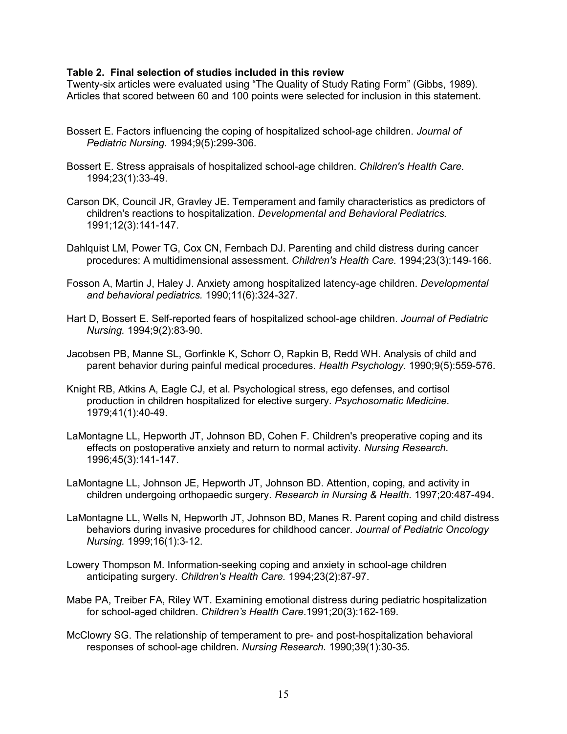**Table 2. Final selection of studies included in this review**

Twenty-six articles were evaluated using "The Quality of Study Rating Form" (Gibbs, 1989). Articles that scored between 60 and 100 points were selected for inclusion in this statement.

Bossert E. Factors influencing the coping of hospitalized school-age children. *Journal of Pediatric Nursing.* 1994;9(5):299-306.

Bossert E. Stress appraisals of hospitalized school-age children. *Children's Health Care.* 1994;23(1):33-49.

Carson DK, Council JR, Gravley JE. Temperament and family characteristics as predictors of children's reactions to hospitalization. *Developmental and Behavioral Pediatrics.* 1991;12(3):141-147.

Dahlquist LM, Power TG, Cox CN, Fernbach DJ. Parenting and child distress during cancer procedures: A multidimensional assessment. *Children's Health Care.* 1994;23(3):149-166.

Fosson A, Martin J, Haley J. Anxiety among hospitalized latency-age children. *Developmental and behavioral pediatrics.* 1990;11(6):324-327.

Hart D, Bossert E. Self-reported fears of hospitalized school-age children. *Journal of Pediatric Nursing.* 1994;9(2):83-90.

Jacobsen PB, Manne SL, Gorfinkle K, Schorr O, Rapkin B, Redd WH. Analysis of child and parent behavior during painful medical procedures. *Health Psychology.* 1990;9(5):559-576.

Knight RB, Atkins A, Eagle CJ, et al. Psychological stress, ego defenses, and cortisol production in children hospitalized for elective surgery. *Psychosomatic Medicine.* 1979;41(1):40-49.

LaMontagne LL, Hepworth JT, Johnson BD, Cohen F. Children's preoperative coping and its effects on postoperative anxiety and return to normal activity. *Nursing Research.* 1996;45(3):141-147.

LaMontagne LL, Johnson JE, Hepworth JT, Johnson BD. Attention, coping, and activity in children undergoing orthopaedic surgery. *Research in Nursing & Health.* 1997;20:487-494.

LaMontagne LL, Wells N, Hepworth JT, Johnson BD, Manes R. Parent coping and child distress behaviors during invasive procedures for childhood cancer. *Journal of Pediatric Oncology Nursing.* 1999;16(1):3-12.

Lowery Thompson M. Information-seeking coping and anxiety in school-age children anticipating surgery. *Children's Health Care.* 1994;23(2):87-97.

Mabe PA, Treiber FA, Riley WT. Examining emotional distress during pediatric hospitalization for school-aged children. *Children's Health Care*.1991;20(3):162-169.

McClowry SG. The relationship of temperament to pre- and post-hospitalization behavioral responses of school-age children. *Nursing Research.* 1990;39(1):30-35.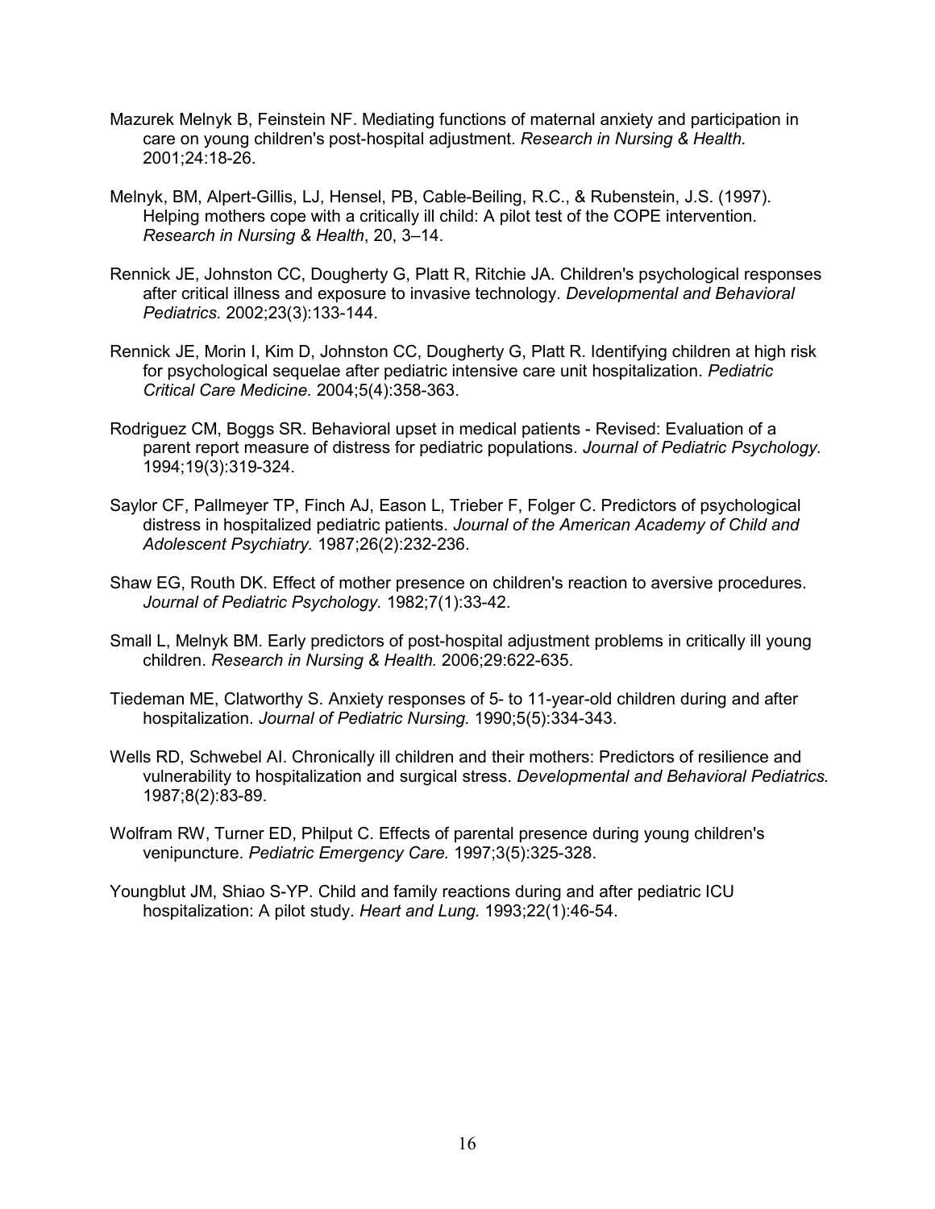Mazurek Melnyk B, Feinstein NF. Mediating functions of maternal anxiety and participation in care on young children's post-hospital adjustment. *Research in Nursing & Health.* 2001;24:18-26.

Melnyk, BM, Alpert-Gillis, LJ, Hensel, PB, Cable-Beiling, R.C., & Rubenstein, J.S. (1997). Helping mothers cope with a critically ill child: A pilot test of the COPE intervention. *Research in Nursing & Health*, 20, 3–14.

Rennick JE, Johnston CC, Dougherty G, Platt R, Ritchie JA. Children's psychological responses after critical illness and exposure to invasive technology. *Developmental and Behavioral Pediatrics.* 2002;23(3):133-144.

Rennick JE, Morin I, Kim D, Johnston CC, Dougherty G, Platt R. Identifying children at high risk for psychological sequelae after pediatric intensive care unit hospitalization. *Pediatric Critical Care Medicine.* 2004;5(4):358-363.

Rodriguez CM, Boggs SR. Behavioral upset in medical patients - Revised: Evaluation of a parent report measure of distress for pediatric populations. *Journal of Pediatric Psychology.* 1994;19(3):319-324.

Saylor CF, Pallmeyer TP, Finch AJ, Eason L, Trieber F, Folger C. Predictors of psychological distress in hospitalized pediatric patients. *Journal of the American Academy of Child and Adolescent Psychiatry.* 1987;26(2):232-236.

Shaw EG, Routh DK. Effect of mother presence on children's reaction to aversive procedures. *Journal of Pediatric Psychology.* 1982;7(1):33-42.

Small L, Melnyk BM. Early predictors of post-hospital adjustment problems in critically ill young children. *Research in Nursing & Health.* 2006;29:622-635.

Tiedeman ME, Clatworthy S. Anxiety responses of 5- to 11-year-old children during and after hospitalization. *Journal of Pediatric Nursing.* 1990;5(5):334-343.

Wells RD, Schwebel AI. Chronically ill children and their mothers: Predictors of resilience and vulnerability to hospitalization and surgical stress. *Developmental and Behavioral Pediatrics.* 1987;8(2):83-89.

Wolfram RW, Turner ED, Philput C. Effects of parental presence during young children's venipuncture. *Pediatric Emergency Care.* 1997;3(5):325-328.

Youngblut JM, Shiao S-YP. Child and family reactions during and after pediatric ICU hospitalization: A pilot study. *Heart and Lung.* 1993;22(1):46-54.